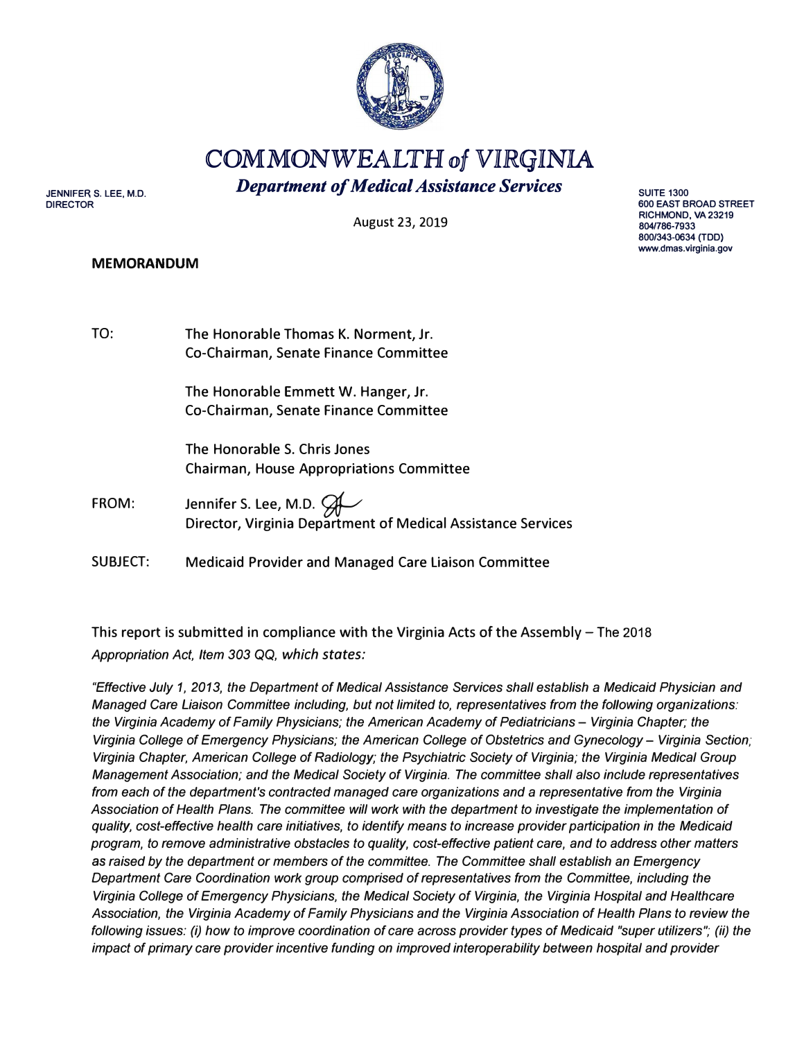# COMMONWEALTH *of* VIRGINIA

## *Department of Medical Assistance Services*

JENNIFER S. LEE, M.D.
DIRECTOR

SUITE 1300
600 EAST BROAD STREET
RICHMOND, VA 23219
804/786-7933
800/343-0634 (TDD)
www.dmas.virginia.gov

August 23, 2019

**MEMORANDUM**

TO: The Honorable Thomas K. Norment, Jr.
Co-Chairman, Senate Finance Committee

The Honorable Emmett W. Hanger, Jr.
Co-Chairman, Senate Finance Committee

The Honorable S. Chris Jones
Chairman, House Appropriations Committee

FROM: Jennifer S. Lee, M.D.
Director, Virginia Department of Medical Assistance Services

SUBJECT: Medicaid Provider and Managed Care Liaison Committee

This report is submitted in compliance with the Virginia Acts of the Assembly – The 2018 *Appropriation Act, Item 303 QQ, which states:*

*"Effective July 1, 2013, the Department of Medical Assistance Services shall establish a Medicaid Physician and Managed Care Liaison Committee including, but not limited to, representatives from the following organizations: the Virginia Academy of Family Physicians; the American Academy of Pediatricians – Virginia Chapter; the Virginia College of Emergency Physicians; the American College of Obstetrics and Gynecology – Virginia Section; Virginia Chapter, American College of Radiology; the Psychiatric Society of Virginia; the Virginia Medical Group Management Association; and the Medical Society of Virginia. The committee shall also include representatives from each of the department's contracted managed care organizations and a representative from the Virginia Association of Health Plans. The committee will work with the department to investigate the implementation of quality, cost-effective health care initiatives, to identify means to increase provider participation in the Medicaid program, to remove administrative obstacles to quality, cost-effective patient care, and to address other matters as raised by the department or members of the committee. The Committee shall establish an Emergency Department Care Coordination work group comprised of representatives from the Committee, including the Virginia College of Emergency Physicians, the Medical Society of Virginia, the Virginia Hospital and Healthcare Association, the Virginia Academy of Family Physicians and the Virginia Association of Health Plans to review the following issues: (i) how to improve coordination of care across provider types of Medicaid "super utilizers"; (ii) the impact of primary care provider incentive funding on improved interoperability between hospital and provider*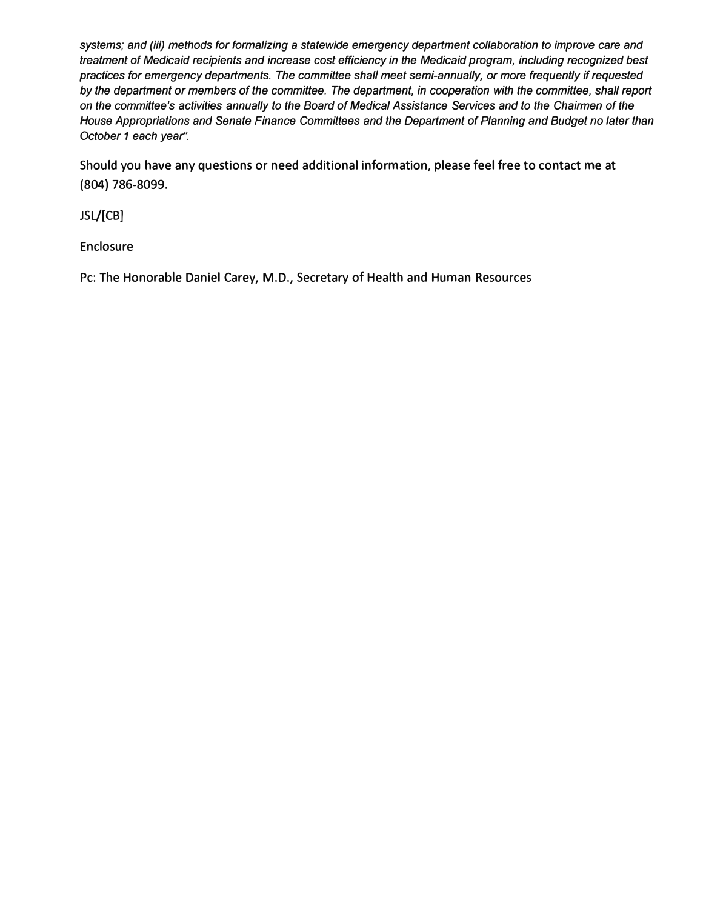*systems; and (iii) methods for formalizing a statewide emergency department collaboration to improve care and treatment of Medicaid recipients and increase cost efficiency in the Medicaid program, including recognized best practices for emergency departments. The committee shall meet semi-annually, or more frequently if requested by the department or members of the committee. The department, in cooperation with the committee, shall report on the committee's activities annually to the Board of Medical Assistance Services and to the Chairmen of the House Appropriations and Senate Finance Committees and the Department of Planning and Budget no later than October 1 each year".*

Should you have any questions or need additional information, please feel free to contact me at (804) 786-8099.

JSL/[CB]

Enclosure

Pc: The Honorable Daniel Carey, M.D., Secretary of Health and Human Resources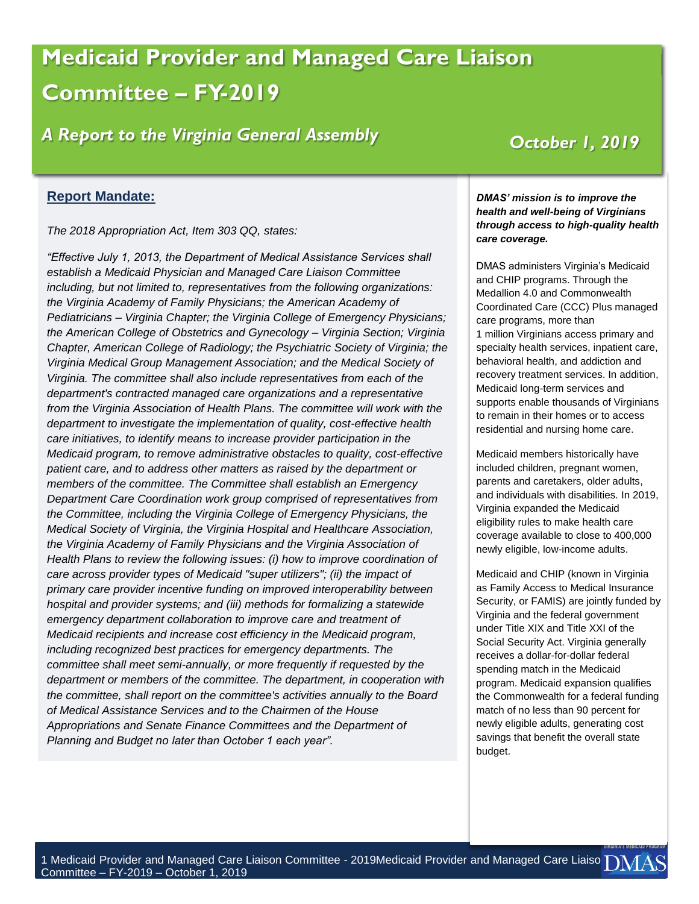# Medicaid Provider and Managed Care Liaison Committee – FY-2019

## *A Report to the Virginia General Assembly*

*October 1, 2019*

### Report Mandate:

*The 2018 Appropriation Act, Item 303 QQ, states:*

*"Effective July 1, 2013, the Department of Medical Assistance Services shall establish a Medicaid Physician and Managed Care Liaison Committee including, but not limited to, representatives from the following organizations: the Virginia Academy of Family Physicians; the American Academy of Pediatricians – Virginia Chapter; the Virginia College of Emergency Physicians; the American College of Obstetrics and Gynecology – Virginia Section; Virginia Chapter, American College of Radiology; the Psychiatric Society of Virginia; the Virginia Medical Group Management Association; and the Medical Society of Virginia. The committee shall also include representatives from each of the department's contracted managed care organizations and a representative from the Virginia Association of Health Plans. The committee will work with the department to investigate the implementation of quality, cost-effective health care initiatives, to identify means to increase provider participation in the Medicaid program, to remove administrative obstacles to quality, cost-effective patient care, and to address other matters as raised by the department or members of the committee. The Committee shall establish an Emergency Department Care Coordination work group comprised of representatives from the Committee, including the Virginia College of Emergency Physicians, the Medical Society of Virginia, the Virginia Hospital and Healthcare Association, the Virginia Academy of Family Physicians and the Virginia Association of Health Plans to review the following issues: (i) how to improve coordination of care across provider types of Medicaid "super utilizers"; (ii) the impact of primary care provider incentive funding on improved interoperability between hospital and provider systems; and (iii) methods for formalizing a statewide emergency department collaboration to improve care and treatment of Medicaid recipients and increase cost efficiency in the Medicaid program, including recognized best practices for emergency departments. The committee shall meet semi-annually, or more frequently if requested by the department or members of the committee. The department, in cooperation with the committee, shall report on the committee's activities annually to the Board of Medical Assistance Services and to the Chairmen of the House Appropriations and Senate Finance Committees and the Department of Planning and Budget no later than October 1 each year".*

***DMAS' mission is to improve the health and well-being of Virginians through access to high-quality health care coverage.***

DMAS administers Virginia's Medicaid and CHIP programs. Through the Medallion 4.0 and Commonwealth Coordinated Care (CCC) Plus managed care programs, more than 1 million Virginians access primary and specialty health services, inpatient care, behavioral health, and addiction and recovery treatment services. In addition, Medicaid long-term services and supports enable thousands of Virginians to remain in their homes or to access residential and nursing home care.

Medicaid members historically have included children, pregnant women, parents and caretakers, older adults, and individuals with disabilities. In 2019, Virginia expanded the Medicaid eligibility rules to make health care coverage available to close to 400,000 newly eligible, low-income adults.

Medicaid and CHIP (known in Virginia as Family Access to Medical Insurance Security, or FAMIS) are jointly funded by Virginia and the federal government under Title XIX and Title XXI of the Social Security Act. Virginia generally receives a dollar-for-dollar federal spending match in the Medicaid program. Medicaid expansion qualifies the Commonwealth for a federal funding match of no less than 90 percent for newly eligible adults, generating cost savings that benefit the overall state budget.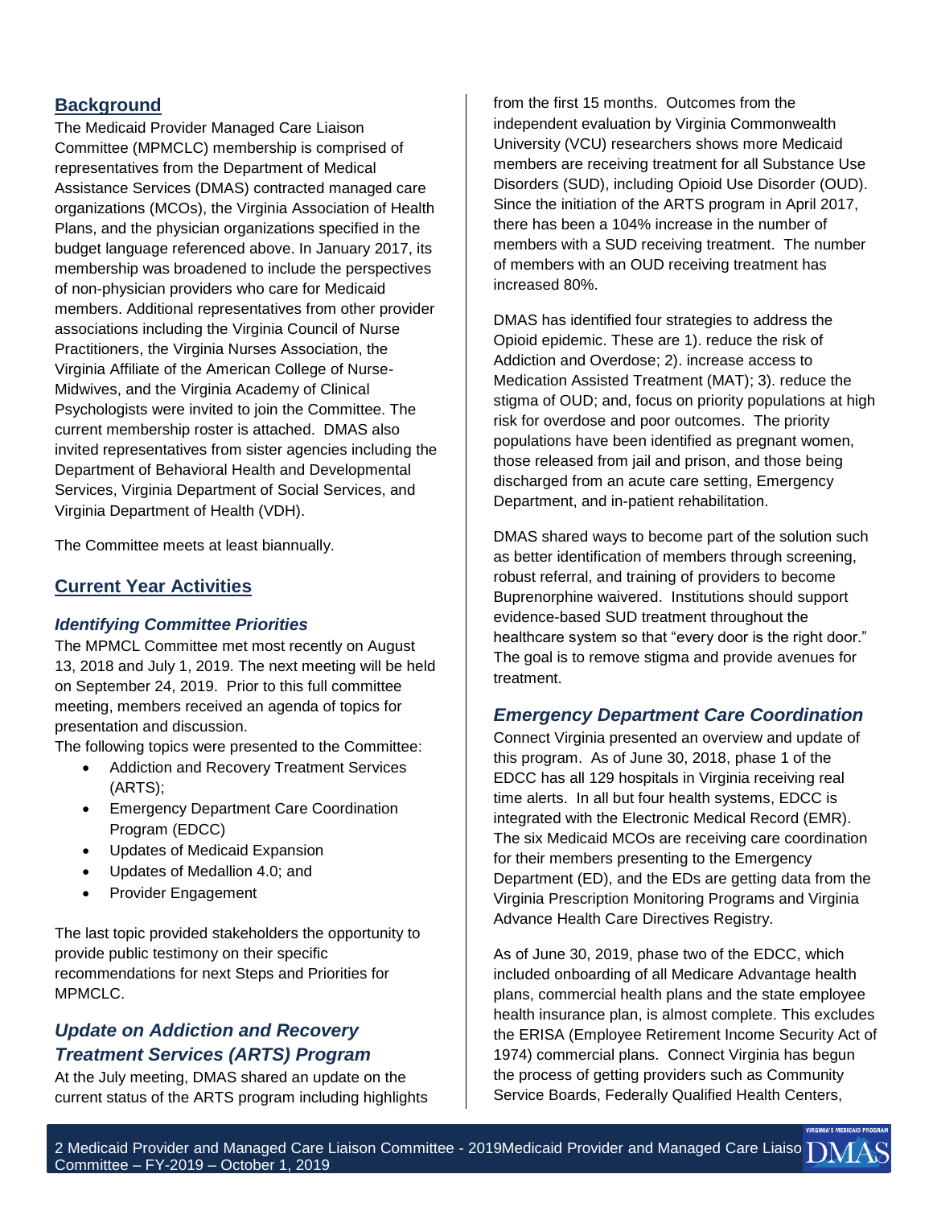## Background

The Medicaid Provider Managed Care Liaison Committee (MPMCLC) membership is comprised of representatives from the Department of Medical Assistance Services (DMAS) contracted managed care organizations (MCOs), the Virginia Association of Health Plans, and the physician organizations specified in the budget language referenced above. In January 2017, its membership was broadened to include the perspectives of non-physician providers who care for Medicaid members. Additional representatives from other provider associations including the Virginia Council of Nurse Practitioners, the Virginia Nurses Association, the Virginia Affiliate of the American College of Nurse-Midwives, and the Virginia Academy of Clinical Psychologists were invited to join the Committee. The current membership roster is attached. DMAS also invited representatives from sister agencies including the Department of Behavioral Health and Developmental Services, Virginia Department of Social Services, and Virginia Department of Health (VDH).

The Committee meets at least biannually.

## Current Year Activities

### *Identifying Committee Priorities*

The MPMCL Committee met most recently on August 13, 2018 and July 1, 2019. The next meeting will be held on September 24, 2019. Prior to this full committee meeting, members received an agenda of topics for presentation and discussion.

The following topics were presented to the Committee:

- Addiction and Recovery Treatment Services (ARTS);
- Emergency Department Care Coordination Program (EDCC)
- Updates of Medicaid Expansion
- Updates of Medallion 4.0; and
- Provider Engagement

The last topic provided stakeholders the opportunity to provide public testimony on their specific recommendations for next Steps and Priorities for MPMCLC.

### *Update on Addiction and Recovery Treatment Services (ARTS) Program*

At the July meeting, DMAS shared an update on the current status of the ARTS program including highlights from the first 15 months. Outcomes from the independent evaluation by Virginia Commonwealth University (VCU) researchers shows more Medicaid members are receiving treatment for all Substance Use Disorders (SUD), including Opioid Use Disorder (OUD). Since the initiation of the ARTS program in April 2017, there has been a 104% increase in the number of members with a SUD receiving treatment. The number of members with an OUD receiving treatment has increased 80%.

DMAS has identified four strategies to address the Opioid epidemic. These are 1). reduce the risk of Addiction and Overdose; 2). increase access to Medication Assisted Treatment (MAT); 3). reduce the stigma of OUD; and, focus on priority populations at high risk for overdose and poor outcomes. The priority populations have been identified as pregnant women, those released from jail and prison, and those being discharged from an acute care setting, Emergency Department, and in-patient rehabilitation.

DMAS shared ways to become part of the solution such as better identification of members through screening, robust referral, and training of providers to become Buprenorphine waivered. Institutions should support evidence-based SUD treatment throughout the healthcare system so that "every door is the right door." The goal is to remove stigma and provide avenues for treatment.

### *Emergency Department Care Coordination*

Connect Virginia presented an overview and update of this program. As of June 30, 2018, phase 1 of the EDCC has all 129 hospitals in Virginia receiving real time alerts. In all but four health systems, EDCC is integrated with the Electronic Medical Record (EMR). The six Medicaid MCOs are receiving care coordination for their members presenting to the Emergency Department (ED), and the EDs are getting data from the Virginia Prescription Monitoring Programs and Virginia Advance Health Care Directives Registry.

As of June 30, 2019, phase two of the EDCC, which included onboarding of all Medicare Advantage health plans, commercial health plans and the state employee health insurance plan, is almost complete. This excludes the ERISA (Employee Retirement Income Security Act of 1974) commercial plans. Connect Virginia has begun the process of getting providers such as Community Service Boards, Federally Qualified Health Centers,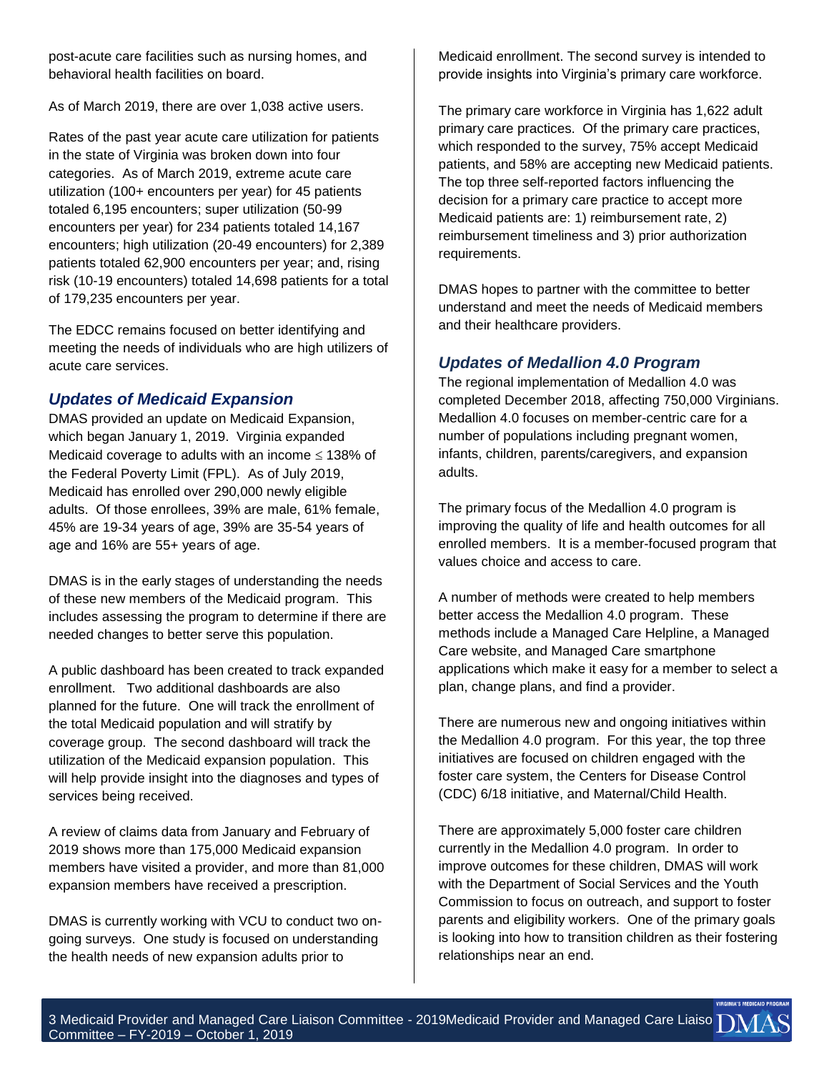post-acute care facilities such as nursing homes, and behavioral health facilities on board.

As of March 2019, there are over 1,038 active users.

Rates of the past year acute care utilization for patients in the state of Virginia was broken down into four categories. As of March 2019, extreme acute care utilization (100+ encounters per year) for 45 patients totaled 6,195 encounters; super utilization (50-99 encounters per year) for 234 patients totaled 14,167 encounters; high utilization (20-49 encounters) for 2,389 patients totaled 62,900 encounters per year; and, rising risk (10-19 encounters) totaled 14,698 patients for a total of 179,235 encounters per year.

The EDCC remains focused on better identifying and meeting the needs of individuals who are high utilizers of acute care services.

## *Updates of Medicaid Expansion*

DMAS provided an update on Medicaid Expansion, which began January 1, 2019. Virginia expanded Medicaid coverage to adults with an income $\leq$ 138% of the Federal Poverty Limit (FPL). As of July 2019, Medicaid has enrolled over 290,000 newly eligible adults. Of those enrollees, 39% are male, 61% female, 45% are 19-34 years of age, 39% are 35-54 years of age and 16% are 55+ years of age.

DMAS is in the early stages of understanding the needs of these new members of the Medicaid program. This includes assessing the program to determine if there are needed changes to better serve this population.

A public dashboard has been created to track expanded enrollment. Two additional dashboards are also planned for the future. One will track the enrollment of the total Medicaid population and will stratify by coverage group. The second dashboard will track the utilization of the Medicaid expansion population. This will help provide insight into the diagnoses and types of services being received.

A review of claims data from January and February of 2019 shows more than 175,000 Medicaid expansion members have visited a provider, and more than 81,000 expansion members have received a prescription.

DMAS is currently working with VCU to conduct two on-going surveys. One study is focused on understanding the health needs of new expansion adults prior to Medicaid enrollment. The second survey is intended to provide insights into Virginia's primary care workforce.

The primary care workforce in Virginia has 1,622 adult primary care practices. Of the primary care practices, which responded to the survey, 75% accept Medicaid patients, and 58% are accepting new Medicaid patients. The top three self-reported factors influencing the decision for a primary care practice to accept more Medicaid patients are: 1) reimbursement rate, 2) reimbursement timeliness and 3) prior authorization requirements.

DMAS hopes to partner with the committee to better understand and meet the needs of Medicaid members and their healthcare providers.

## *Updates of Medallion 4.0 Program*

The regional implementation of Medallion 4.0 was completed December 2018, affecting 750,000 Virginians. Medallion 4.0 focuses on member-centric care for a number of populations including pregnant women, infants, children, parents/caregivers, and expansion adults.

The primary focus of the Medallion 4.0 program is improving the quality of life and health outcomes for all enrolled members. It is a member-focused program that values choice and access to care.

A number of methods were created to help members better access the Medallion 4.0 program. These methods include a Managed Care Helpline, a Managed Care website, and Managed Care smartphone applications which make it easy for a member to select a plan, change plans, and find a provider.

There are numerous new and ongoing initiatives within the Medallion 4.0 program. For this year, the top three initiatives are focused on children engaged with the foster care system, the Centers for Disease Control (CDC) 6/18 initiative, and Maternal/Child Health.

There are approximately 5,000 foster care children currently in the Medallion 4.0 program. In order to improve outcomes for these children, DMAS will work with the Department of Social Services and the Youth Commission to focus on outreach, and support to foster parents and eligibility workers. One of the primary goals is looking into how to transition children as their fostering relationships near an end.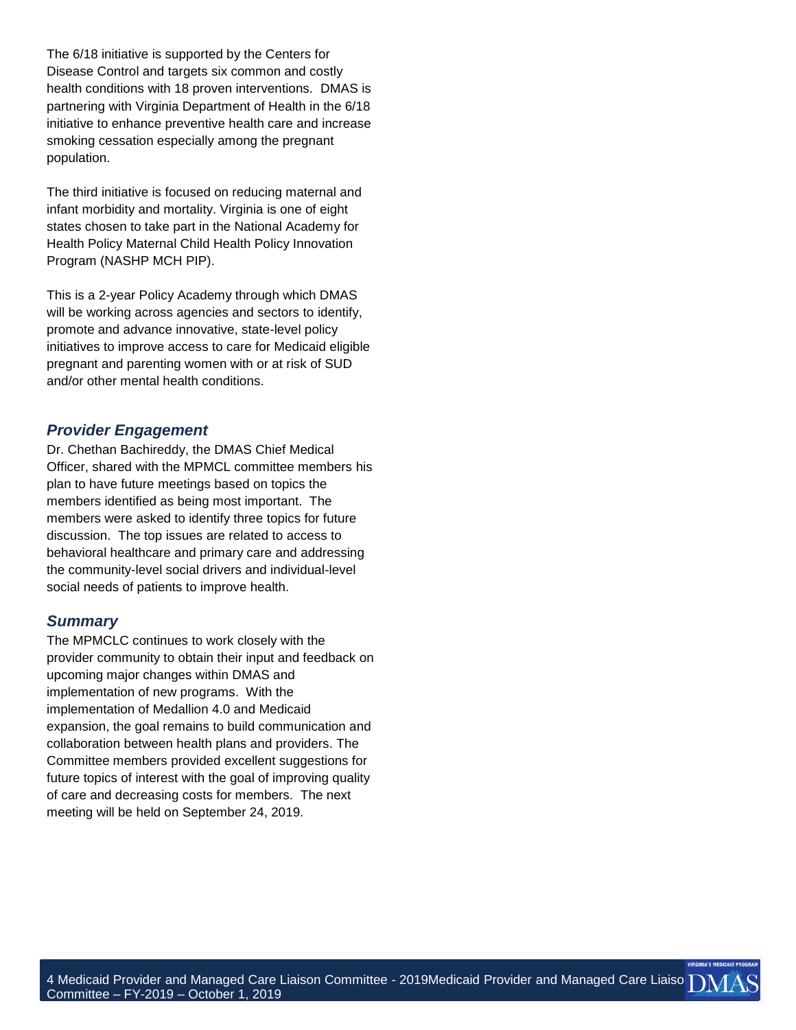The 6/18 initiative is supported by the Centers for Disease Control and targets six common and costly health conditions with 18 proven interventions. DMAS is partnering with Virginia Department of Health in the 6/18 initiative to enhance preventive health care and increase smoking cessation especially among the pregnant population.

The third initiative is focused on reducing maternal and infant morbidity and mortality. Virginia is one of eight states chosen to take part in the National Academy for Health Policy Maternal Child Health Policy Innovation Program (NASHP MCH PIP).

This is a 2-year Policy Academy through which DMAS will be working across agencies and sectors to identify, promote and advance innovative, state-level policy initiatives to improve access to care for Medicaid eligible pregnant and parenting women with or at risk of SUD and/or other mental health conditions.

### *Provider Engagement*

Dr. Chethan Bachireddy, the DMAS Chief Medical Officer, shared with the MPMCL committee members his plan to have future meetings based on topics the members identified as being most important. The members were asked to identify three topics for future discussion. The top issues are related to access to behavioral healthcare and primary care and addressing the community-level social drivers and individual-level social needs of patients to improve health.

### *Summary*

The MPMCLC continues to work closely with the provider community to obtain their input and feedback on upcoming major changes within DMAS and implementation of new programs. With the implementation of Medallion 4.0 and Medicaid expansion, the goal remains to build communication and collaboration between health plans and providers. The Committee members provided excellent suggestions for future topics of interest with the goal of improving quality of care and decreasing costs for members. The next meeting will be held on September 24, 2019.